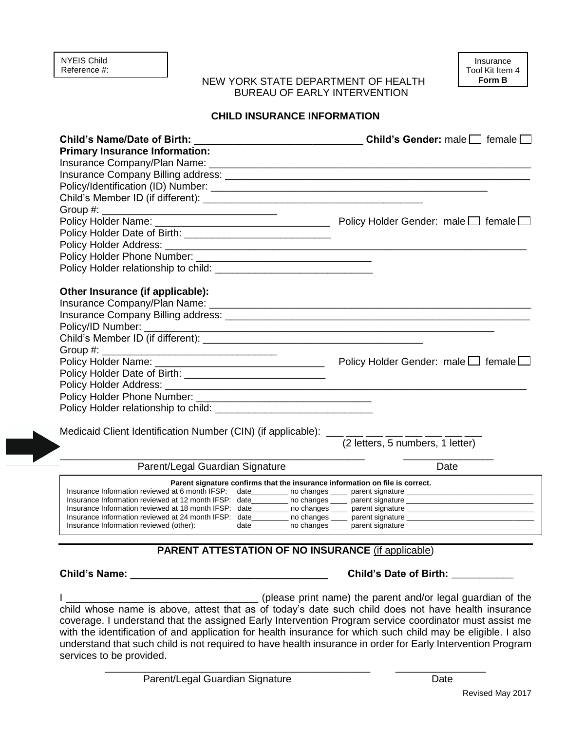NYEIS Child Reference #:

Insurance Tool Kit Item 4 **Form B**

NEW YORK STATE DEPARTMENT OF HEALTH
BUREAU OF EARLY INTERVENTION

## CHILD INSURANCE INFORMATION

**Child's Name/Date of Birth:** ______________________________ **Child's Gender:** male ☐ female ☐

**Primary Insurance Information:**

Insurance Company/Plan Name: ______________________________

Insurance Company Billing address: ______________________________

Policy/Identification (ID) Number: ______________________________

Child's Member ID (if different): ______________________________

Group #: ______________________________

Policy Holder Name: ______________________________ Policy Holder Gender: male ☐ female ☐

Policy Holder Date of Birth: ______________________________

Policy Holder Address: ______________________________

Policy Holder Phone Number: ______________________________

Policy Holder relationship to child: ______________________________

**Other Insurance (if applicable):**

Insurance Company/Plan Name: ______________________________

Insurance Company Billing address: ______________________________

Policy/ID Number: ______________________________

Child's Member ID (if different): ______________________________

Group #: ______________________________

Policy Holder Name: ______________________________ Policy Holder Gender: male ☐ female ☐

Policy Holder Date of Birth: ______________________________

Policy Holder Address: ______________________________

Policy Holder Phone Number: ______________________________

Policy Holder relationship to child: ______________________________

Medicaid Client Identification Number (CIN) (if applicable): ___ ___ ___ ___ ___ ___ ___ ___
(2 letters, 5 numbers, 1 letter)

______________________________ ______________
Parent/Legal Guardian Signature Date

**Parent signature confirms that the insurance information on file is correct.**

Insurance Information reviewed at 6 month IFSP: date_________ no changes ____ parent signature ______________________________

Insurance Information reviewed at 12 month IFSP: date_________ no changes ____ parent signature ______________________________

Insurance Information reviewed at 18 month IFSP: date_________ no changes ____ parent signature ______________________________

Insurance Information reviewed at 24 month IFSP: date_________ no changes ____ parent signature ______________________________

Insurance Information reviewed (other): date_________ no changes ____ parent signature ______________________________

## PARENT ATTESTATION OF NO INSURANCE (if applicable)

**Child's Name:** ______________________________ **Child's Date of Birth:** ___________

I ______________________________ (please print name) the parent and/or legal guardian of the child whose name is above, attest that as of today's date such child does not have health insurance coverage. I understand that the assigned Early Intervention Program service coordinator must assist me with the identification of and application for health insurance for which such child may be eligible. I also understand that such child is not required to have health insurance in order for Early Intervention Program services to be provided.

______________________________ ______________
Parent/Legal Guardian Signature Date

Revised May 2017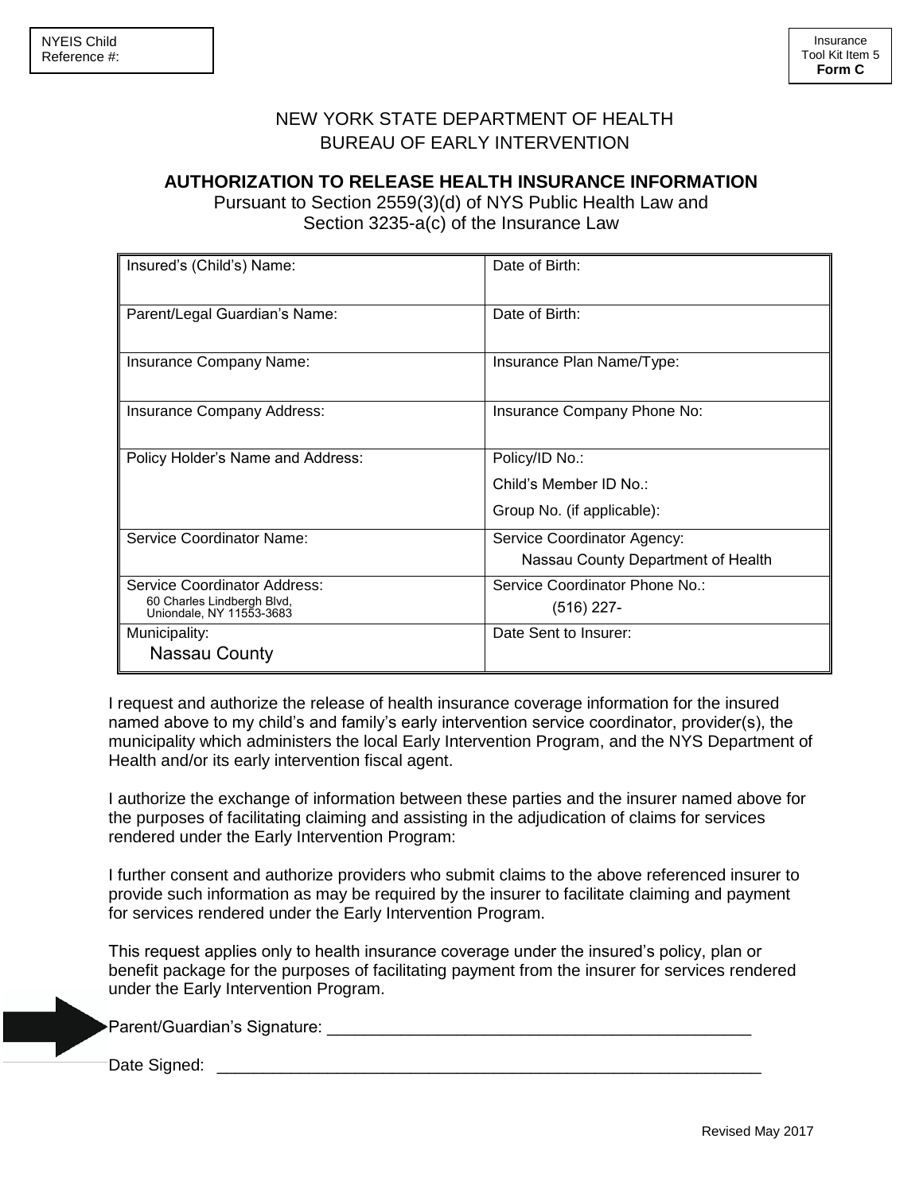NYEIS Child Reference #:

Insurance Tool Kit Item 5 **Form C**

# NEW YORK STATE DEPARTMENT OF HEALTH
# BUREAU OF EARLY INTERVENTION

## AUTHORIZATION TO RELEASE HEALTH INSURANCE INFORMATION

Pursuant to Section 2559(3)(d) of NYS Public Health Law and Section 3235-a(c) of the Insurance Law

| | |
|---|---|
| Insured's (Child's) Name: | Date of Birth: |
| Parent/Legal Guardian's Name: | Date of Birth: |
| Insurance Company Name: | Insurance Plan Name/Type: |
| Insurance Company Address: | Insurance Company Phone No: |
| Policy Holder's Name and Address: | Policy/ID No.:<br>Child's Member ID No.:<br>Group No. (if applicable): |
| Service Coordinator Name: | Service Coordinator Agency:<br>Nassau County Department of Health |
| Service Coordinator Address:<br>60 Charles Lindbergh Blvd, Uniondale, NY 11553-3683 | Service Coordinator Phone No.:<br>(516) 227- |
| Municipality:<br>Nassau County | Date Sent to Insurer: |

I request and authorize the release of health insurance coverage information for the insured named above to my child's and family's early intervention service coordinator, provider(s), the municipality which administers the local Early Intervention Program, and the NYS Department of Health and/or its early intervention fiscal agent.

I authorize the exchange of information between these parties and the insurer named above for the purposes of facilitating claiming and assisting in the adjudication of claims for services rendered under the Early Intervention Program:

I further consent and authorize providers who submit claims to the above referenced insurer to provide such information as may be required by the insurer to facilitate claiming and payment for services rendered under the Early Intervention Program.

This request applies only to health insurance coverage under the insured's policy, plan or benefit package for the purposes of facilitating payment from the insurer for services rendered under the Early Intervention Program.

Parent/Guardian's Signature: _______________________________________________

Date Signed: ____________________________________________________________

Revised May 2017